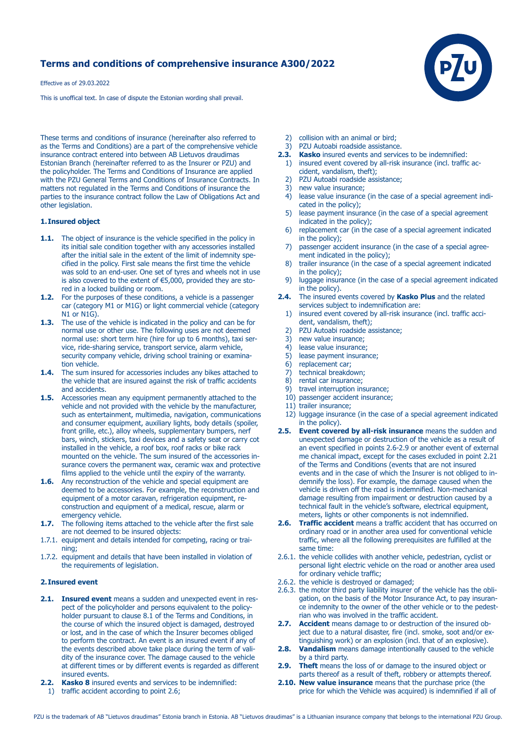# Terms and conditions of comprehensive insurance A300/2022

Effective as of 29.03.2022

This is unoffical text. In case of dispute the Estonian wording shall prevail.

These terms and conditions of insurance (hereinafter also referred to as the Terms and Conditions) are a part of the comprehensive vehicle insurance contract entered into between AB Lietuvos draudimas Estonian Branch (hereinafter referred to as the Insurer or PZU) and the policyholder. The Terms and Conditions of Insurance are applied with the PZU General Terms and Conditions of Insurance Contracts. In matters not regulated in the Terms and Conditions of insurance the parties to the insurance contract follow the Law of Obligations Act and other legislation.

## 1. Insured object

**1.1.** The object of insurance is the vehicle specified in the policy in its initial sale condition together with any accessories installed after the initial sale in the extent of the limit of indemnity specified in the policy. First sale means the first time the vehicle was sold to an end-user. One set of tyres and wheels not in use is also covered to the extent of €5,000, provided they are stored in a locked building or room.

**1.2.** For the purposes of these conditions, a vehicle is a passenger car (category M1 or M1G) or light commercial vehicle (category N1 or N1G).

**1.3.** The use of the vehicle is indicated in the policy and can be for normal use or other use. The following uses are not deemed normal use: short term hire (hire for up to 6 months), taxi service, ride-sharing service, transport service, alarm vehicle, security company vehicle, driving school training or examination vehicle.

**1.4.** The sum insured for accessories includes any bikes attached to the vehicle that are insured against the risk of traffic accidents and accidents.

**1.5.** Accessories mean any equipment permanently attached to the vehicle and not provided with the vehicle by the manufacturer, such as entertainment, multimedia, navigation, communications and consumer equipment, auxiliary lights, body details (spoiler, front grille, etc.), alloy wheels, supplementary bumpers, nerf bars, winch, stickers, taxi devices and a safety seat or carry cot installed in the vehicle, a roof box, roof racks or bike rack mounted on the vehicle. The sum insured of the accessories insurance covers the permanent wax, ceramic wax and protective films applied to the vehicle until the expiry of the warranty.

**1.6.** Any reconstruction of the vehicle and special equipment are deemed to be accessories. For example, the reconstruction and equipment of a motor caravan, refrigeration equipment, reconstruction and equipment of a medical, rescue, alarm or emergency vehicle.

**1.7.** The following items attached to the vehicle after the first sale are not deemed to be insured objects:

1.7.1. equipment and details intended for competing, racing or training;

1.7.2. equipment and details that have been installed in violation of the requirements of legislation.

## 2. Insured event

**2.1.** **Insured event** means a sudden and unexpected event in respect of the policyholder and persons equivalent to the policyholder pursuant to clause 8.1 of the Terms and Conditions, in the course of which the insured object is damaged, destroyed or lost, and in the case of which the Insurer becomes obliged to perform the contract. An event is an insured event if any of the events described above take place during the term of validity of the insurance cover. The damage caused to the vehicle at different times or by different events is regarded as different insured events.

**2.2.** **Kasko 8** insured events and services to be indemnified:

1) traffic accident according to point 2.6;
2) collision with an animal or bird;
3) PZU Autoabi roadside assistance.

**2.3.** **Kasko** insured events and services to be indemnified:

1) insured event covered by all-risk insurance (incl. traffic accident, vandalism, theft);
2) PZU Autoabi roadside assistance;
3) new value insurance;
4) lease value insurance (in the case of a special agreement indicated in the policy);
5) lease payment insurance (in the case of a special agreement indicated in the policy);
6) replacement car (in the case of a special agreement indicated in the policy);
7) passenger accident insurance (in the case of a special agreement indicated in the policy);
8) trailer insurance (in the case of a special agreement indicated in the policy);
9) luggage insurance (in the case of a special agreement indicated in the policy).

**2.4.** The insured events covered by **Kasko Plus** and the related services subject to indemnification are:

1) insured event covered by all-risk insurance (incl. traffic accident, vandalism, theft);
2) PZU Autoabi roadside assistance;
3) new value insurance;
4) lease value insurance;
5) lease payment insurance;
6) replacement car;
7) technical breakdown;
8) rental car insurance;
9) travel interruption insurance;
10) passenger accident insurance;
11) trailer insurance;
12) luggage insurance (in the case of a special agreement indicated in the policy).

**2.5.** **Event covered by all-risk insurance** means the sudden and unexpected damage or destruction of the vehicle as a result of an event specified in points 2.6-2.9 or another event of external me chanical impact, except for the cases excluded in point 2.21 of the Terms and Conditions (events that are not insured events and in the case of which the Insurer is not obliged to indemnify the loss). For example, the damage caused when the vehicle is driven off the road is indemnified. Non-mechanical damage resulting from impairment or destruction caused by a technical fault in the vehicle's software, electrical equipment, meters, lights or other components is not indemnified.

**2.6.** **Traffic accident** means a traffic accident that has occurred on ordinary road or in another area used for conventional vehicle traffic, where all the following prerequisites are fulfilled at the same time:

2.6.1. the vehicle collides with another vehicle, pedestrian, cyclist or personal light electric vehicle on the road or another area used for ordinary vehicle traffic;

2.6.2. the vehicle is destroyed or damaged;

2.6.3. the motor third party liability insurer of the vehicle has the obligation, on the basis of the Motor Insurance Act, to pay insurance indemnity to the owner of the other vehicle or to the pedestrian who was involved in the traffic accident.

**2.7.** **Accident** means damage to or destruction of the insured object due to a natural disaster, fire (incl. smoke, soot and/or extinguishing work) or an explosion (incl. that of an explosive).

**2.8.** **Vandalism** means damage intentionally caused to the vehicle by a third party.

**2.9.** **Theft** means the loss of or damage to the insured object or parts thereof as a result of theft, robbery or attempts thereof.

**2.10.** **New value insurance** means that the purchase price (the price for which the Vehicle was acquired) is indemnified if all of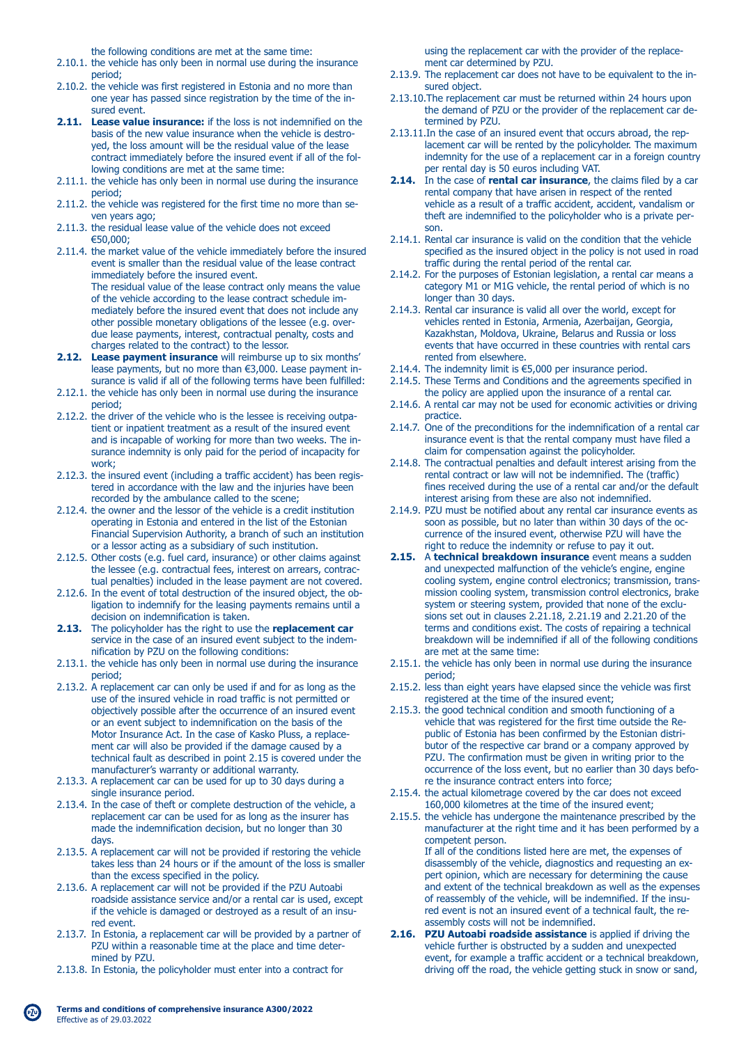the following conditions are met at the same time:

2.10.1. the vehicle has only been in normal use during the insurance period;

2.10.2. the vehicle was first registered in Estonia and no more than one year has passed since registration by the time of the insured event.

**2.11. Lease value insurance:** if the loss is not indemnified on the basis of the new value insurance when the vehicle is destroyed, the loss amount will be the residual value of the lease contract immediately before the insured event if all of the following conditions are met at the same time:

2.11.1. the vehicle has only been in normal use during the insurance period;

2.11.2. the vehicle was registered for the first time no more than seven years ago;

2.11.3. the residual lease value of the vehicle does not exceed €50,000;

2.11.4. the market value of the vehicle immediately before the insured event is smaller than the residual value of the lease contract immediately before the insured event.
The residual value of the lease contract only means the value of the vehicle according to the lease contract schedule immediately before the insured event that does not include any other possible monetary obligations of the lessee (e.g. overdue lease payments, interest, contractual penalty, costs and charges related to the contract) to the lessor.

**2.12. Lease payment insurance** will reimburse up to six months' lease payments, but no more than €3,000. Lease payment insurance is valid if all of the following terms have been fulfilled:

2.12.1. the vehicle has only been in normal use during the insurance period;

2.12.2. the driver of the vehicle who is the lessee is receiving outpatient or inpatient treatment as a result of the insured event and is incapable of working for more than two weeks. The insurance indemnity is only paid for the period of incapacity for work;

2.12.3. the insured event (including a traffic accident) has been registered in accordance with the law and the injuries have been recorded by the ambulance called to the scene;

2.12.4. the owner and the lessor of the vehicle is a credit institution operating in Estonia and entered in the list of the Estonian Financial Supervision Authority, a branch of such an institution or a lessor acting as a subsidiary of such institution.

2.12.5. Other costs (e.g. fuel card, insurance) or other claims against the lessee (e.g. contractual fees, interest on arrears, contractual penalties) included in the lease payment are not covered.

2.12.6. In the event of total destruction of the insured object, the obligation to indemnify for the leasing payments remains until a decision on indemnification is taken.

**2.13.** The policyholder has the right to use the **replacement car** service in the case of an insured event subject to the indemnification by PZU on the following conditions:

2.13.1. the vehicle has only been in normal use during the insurance period;

2.13.2. A replacement car can only be used if and for as long as the use of the insured vehicle in road traffic is not permitted or objectively possible after the occurrence of an insured event or an event subject to indemnification on the basis of the Motor Insurance Act. In the case of Kasko Pluss, a replacement car will also be provided if the damage caused by a technical fault as described in point 2.15 is covered under the manufacturer's warranty or additional warranty.

2.13.3. A replacement car can be used for up to 30 days during a single insurance period.

2.13.4. In the case of theft or complete destruction of the vehicle, a replacement car can be used for as long as the insurer has made the indemnification decision, but no longer than 30 days.

2.13.5. A replacement car will not be provided if restoring the vehicle takes less than 24 hours or if the amount of the loss is smaller than the excess specified in the policy.

2.13.6. A replacement car will not be provided if the PZU Autoabi roadside assistance service and/or a rental car is used, except if the vehicle is damaged or destroyed as a result of an insured event.

2.13.7. In Estonia, a replacement car will be provided by a partner of PZU within a reasonable time at the place and time determined by PZU.

2.13.8. In Estonia, the policyholder must enter into a contract for using the replacement car with the provider of the replacement car determined by PZU.

2.13.9. The replacement car does not have to be equivalent to the insured object.

2.13.10. The replacement car must be returned within 24 hours upon the demand of PZU or the provider of the replacement car determined by PZU.

2.13.11. In the case of an insured event that occurs abroad, the replacement car will be rented by the policyholder. The maximum indemnity for the use of a replacement car in a foreign country per rental day is 50 euros including VAT.

**2.14.** In the case of **rental car insurance**, the claims filed by a car rental company that have arisen in respect of the rented vehicle as a result of a traffic accident, accident, vandalism or theft are indemnified to the policyholder who is a private person.

2.14.1. Rental car insurance is valid on the condition that the vehicle specified as the insured object in the policy is not used in road traffic during the rental period of the rental car.

2.14.2. For the purposes of Estonian legislation, a rental car means a category M1 or M1G vehicle, the rental period of which is no longer than 30 days.

2.14.3. Rental car insurance is valid all over the world, except for vehicles rented in Estonia, Armenia, Azerbaijan, Georgia, Kazakhstan, Moldova, Ukraine, Belarus and Russia or loss events that have occurred in these countries with rental cars rented from elsewhere.

2.14.4. The indemnity limit is €5,000 per insurance period.

2.14.5. These Terms and Conditions and the agreements specified in the policy are applied upon the insurance of a rental car.

2.14.6. A rental car may not be used for economic activities or driving practice.

2.14.7. One of the preconditions for the indemnification of a rental car insurance event is that the rental company must have filed a claim for compensation against the policyholder.

2.14.8. The contractual penalties and default interest arising from the rental contract or law will not be indemnified. The (traffic) fines received during the use of a rental car and/or the default interest arising from these are also not indemnified.

2.14.9. PZU must be notified about any rental car insurance events as soon as possible, but no later than within 30 days of the occurrence of the insured event, otherwise PZU will have the right to reduce the indemnity or refuse to pay it out.

**2.15.** A **technical breakdown insurance** event means a sudden and unexpected malfunction of the vehicle's engine, engine cooling system, engine control electronics; transmission, transmission cooling system, transmission control electronics, brake system or steering system, provided that none of the exclusions set out in clauses 2.21.18, 2.21.19 and 2.21.20 of the terms and conditions exist. The costs of repairing a technical breakdown will be indemnified if all of the following conditions are met at the same time:

2.15.1. the vehicle has only been in normal use during the insurance period;

2.15.2. less than eight years have elapsed since the vehicle was first registered at the time of the insured event;

2.15.3. the good technical condition and smooth functioning of a vehicle that was registered for the first time outside the Republic of Estonia has been confirmed by the Estonian distributor of the respective car brand or a company approved by PZU. The confirmation must be given in writing prior to the occurrence of the loss event, but no earlier than 30 days before the insurance contract enters into force;

2.15.4. the actual kilometrage covered by the car does not exceed 160,000 kilometres at the time of the insured event;

2.15.5. the vehicle has undergone the maintenance prescribed by the manufacturer at the right time and it has been performed by a competent person.
If all of the conditions listed here are met, the expenses of disassembly of the vehicle, diagnostics and requesting an expert opinion, which are necessary for determining the cause and extent of the technical breakdown as well as the expenses of reassembly of the vehicle, will be indemnified. If the insured event is not an insured event of a technical fault, the reassembly costs will not be indemnified.

**2.16. PZU Autoabi roadside assistance** is applied if driving the vehicle further is obstructed by a sudden and unexpected event, for example a traffic accident or a technical breakdown, driving off the road, the vehicle getting stuck in snow or sand,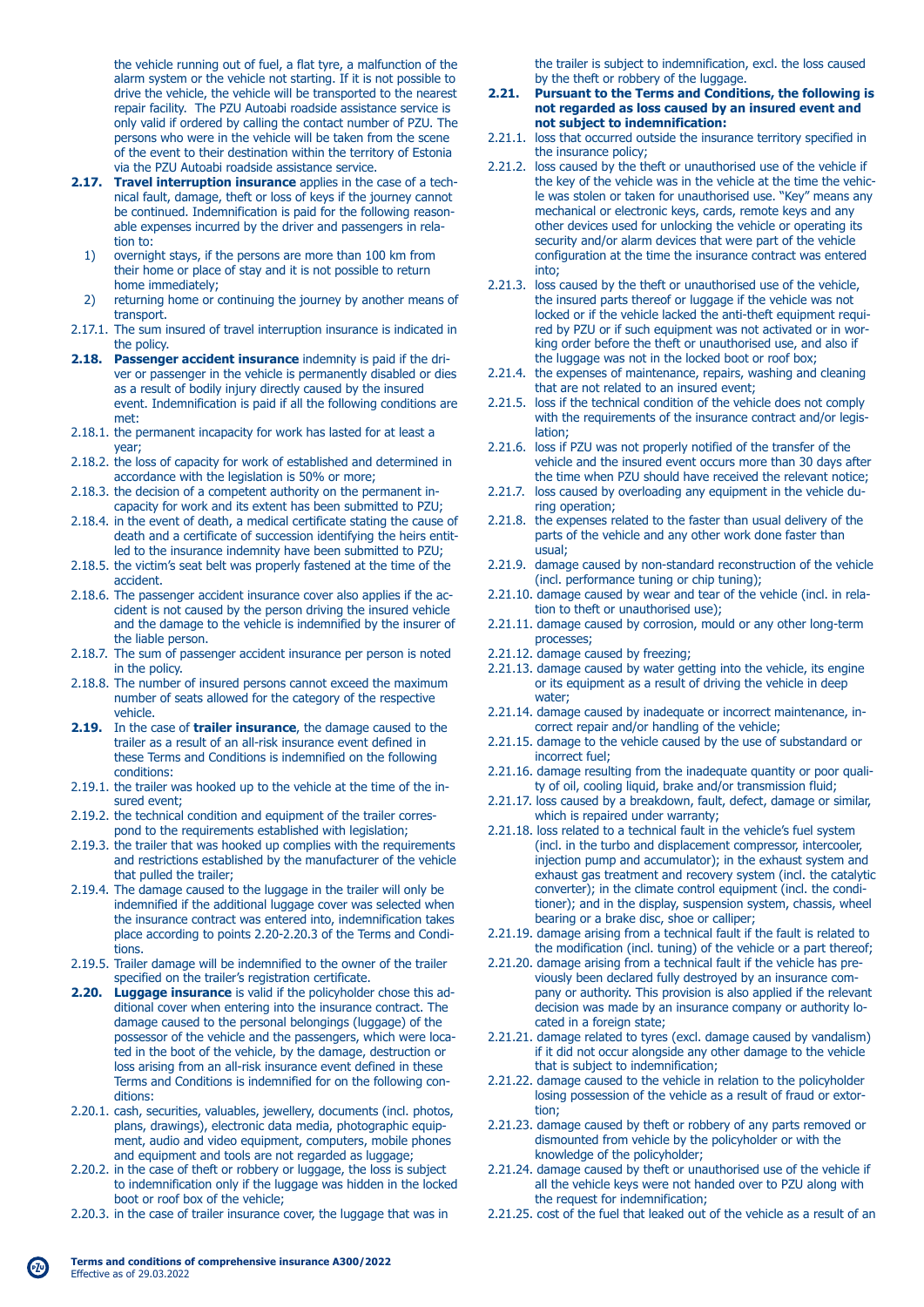the vehicle running out of fuel, a flat tyre, a malfunction of the alarm system or the vehicle not starting. If it is not possible to drive the vehicle, the vehicle will be transported to the nearest repair facility. The PZU Autoabi roadside assistance service is only valid if ordered by calling the contact number of PZU. The persons who were in the vehicle will be taken from the scene of the event to their destination within the territory of Estonia via the PZU Autoabi roadside assistance service.

**2.17.** **Travel interruption insurance** applies in the case of a technical fault, damage, theft or loss of keys if the journey cannot be continued. Indemnification is paid for the following reasonable expenses incurred by the driver and passengers in relation to:

1) overnight stays, if the persons are more than 100 km from their home or place of stay and it is not possible to return home immediately;
2) returning home or continuing the journey by another means of transport.

2.17.1. The sum insured of travel interruption insurance is indicated in the policy.

**2.18.** **Passenger accident insurance** indemnity is paid if the driver or passenger in the vehicle is permanently disabled or dies as a result of bodily injury directly caused by the insured event. Indemnification is paid if all the following conditions are met:

2.18.1. the permanent incapacity for work has lasted for at least a year;

2.18.2. the loss of capacity for work of established and determined in accordance with the legislation is 50% or more;

2.18.3. the decision of a competent authority on the permanent incapacity for work and its extent has been submitted to PZU;

2.18.4. in the event of death, a medical certificate stating the cause of death and a certificate of succession identifying the heirs entitled to the insurance indemnity have been submitted to PZU;

2.18.5. the victim's seat belt was properly fastened at the time of the accident.

2.18.6. The passenger accident insurance cover also applies if the accident is not caused by the person driving the insured vehicle and the damage to the vehicle is indemnified by the insurer of the liable person.

2.18.7. The sum of passenger accident insurance per person is noted in the policy.

2.18.8. The number of insured persons cannot exceed the maximum number of seats allowed for the category of the respective vehicle.

**2.19.** In the case of **trailer insurance**, the damage caused to the trailer as a result of an all-risk insurance event defined in these Terms and Conditions is indemnified on the following conditions:

2.19.1. the trailer was hooked up to the vehicle at the time of the insured event;

2.19.2. the technical condition and equipment of the trailer correspond to the requirements established with legislation;

2.19.3. the trailer that was hooked up complies with the requirements and restrictions established by the manufacturer of the vehicle that pulled the trailer;

2.19.4. The damage caused to the luggage in the trailer will only be indemnified if the additional luggage cover was selected when the insurance contract was entered into, indemnification takes place according to points 2.20-2.20.3 of the Terms and Conditions.

2.19.5. Trailer damage will be indemnified to the owner of the trailer specified on the trailer's registration certificate.

**2.20.** **Luggage insurance** is valid if the policyholder chose this additional cover when entering into the insurance contract. The damage caused to the personal belongings (luggage) of the possessor of the vehicle and the passengers, which were located in the boot of the vehicle, by the damage, destruction or loss arising from an all-risk insurance event defined in these Terms and Conditions is indemnified for on the following conditions:

2.20.1. cash, securities, valuables, jewellery, documents (incl. photos, plans, drawings), electronic data media, photographic equipment, audio and video equipment, computers, mobile phones and equipment and tools are not regarded as luggage;

2.20.2. in the case of theft or robbery or luggage, the loss is subject to indemnification only if the luggage was hidden in the locked boot or roof box of the vehicle;

2.20.3. in the case of trailer insurance cover, the luggage that was in the trailer is subject to indemnification, excl. the loss caused by the theft or robbery of the luggage.

**2.21.** **Pursuant to the Terms and Conditions, the following is not regarded as loss caused by an insured event and not subject to indemnification:**

2.21.1. loss that occurred outside the insurance territory specified in the insurance policy;

2.21.2. loss caused by the theft or unauthorised use of the vehicle if the key of the vehicle was in the vehicle at the time the vehicle was stolen or taken for unauthorised use. "Key" means any mechanical or electronic keys, cards, remote keys and any other devices used for unlocking the vehicle or operating its security and/or alarm devices that were part of the vehicle configuration at the time the insurance contract was entered into;

2.21.3. loss caused by the theft or unauthorised use of the vehicle, the insured parts thereof or luggage if the vehicle was not locked or if the vehicle lacked the anti-theft equipment required by PZU or if such equipment was not activated or in working order before the theft or unauthorised use, and also if the luggage was not in the locked boot or roof box;

2.21.4. the expenses of maintenance, repairs, washing and cleaning that are not related to an insured event;

2.21.5. loss if the technical condition of the vehicle does not comply with the requirements of the insurance contract and/or legislation;

2.21.6. loss if PZU was not properly notified of the transfer of the vehicle and the insured event occurs more than 30 days after the time when PZU should have received the relevant notice;

2.21.7. loss caused by overloading any equipment in the vehicle during operation;

2.21.8. the expenses related to the faster than usual delivery of the parts of the vehicle and any other work done faster than usual;

2.21.9. damage caused by non-standard reconstruction of the vehicle (incl. performance tuning or chip tuning);

2.21.10. damage caused by wear and tear of the vehicle (incl. in relation to theft or unauthorised use);

2.21.11. damage caused by corrosion, mould or any other long-term processes;

2.21.12. damage caused by freezing;

2.21.13. damage caused by water getting into the vehicle, its engine or its equipment as a result of driving the vehicle in deep water;

2.21.14. damage caused by inadequate or incorrect maintenance, incorrect repair and/or handling of the vehicle;

2.21.15. damage to the vehicle caused by the use of substandard or incorrect fuel;

2.21.16. damage resulting from the inadequate quantity or poor quality of oil, cooling liquid, brake and/or transmission fluid;

2.21.17. loss caused by a breakdown, fault, defect, damage or similar, which is repaired under warranty;

2.21.18. loss related to a technical fault in the vehicle's fuel system (incl. in the turbo and displacement compressor, intercooler, injection pump and accumulator); in the exhaust system and exhaust gas treatment and recovery system (incl. the catalytic converter); in the climate control equipment (incl. the conditioner); and in the display, suspension system, chassis, wheel bearing or a brake disc, shoe or calliper;

2.21.19. damage arising from a technical fault if the fault is related to the modification (incl. tuning) of the vehicle or a part thereof;

2.21.20. damage arising from a technical fault if the vehicle has previously been declared fully destroyed by an insurance company or authority. This provision is also applied if the relevant decision was made by an insurance company or authority located in a foreign state;

2.21.21. damage related to tyres (excl. damage caused by vandalism) if it did not occur alongside any other damage to the vehicle that is subject to indemnification;

2.21.22. damage caused to the vehicle in relation to the policyholder losing possession of the vehicle as a result of fraud or extortion;

2.21.23. damage caused by theft or robbery of any parts removed or dismounted from vehicle by the policyholder or with the knowledge of the policyholder;

2.21.24. damage caused by theft or unauthorised use of the vehicle if all the vehicle keys were not handed over to PZU along with the request for indemnification;

2.21.25. cost of the fuel that leaked out of the vehicle as a result of an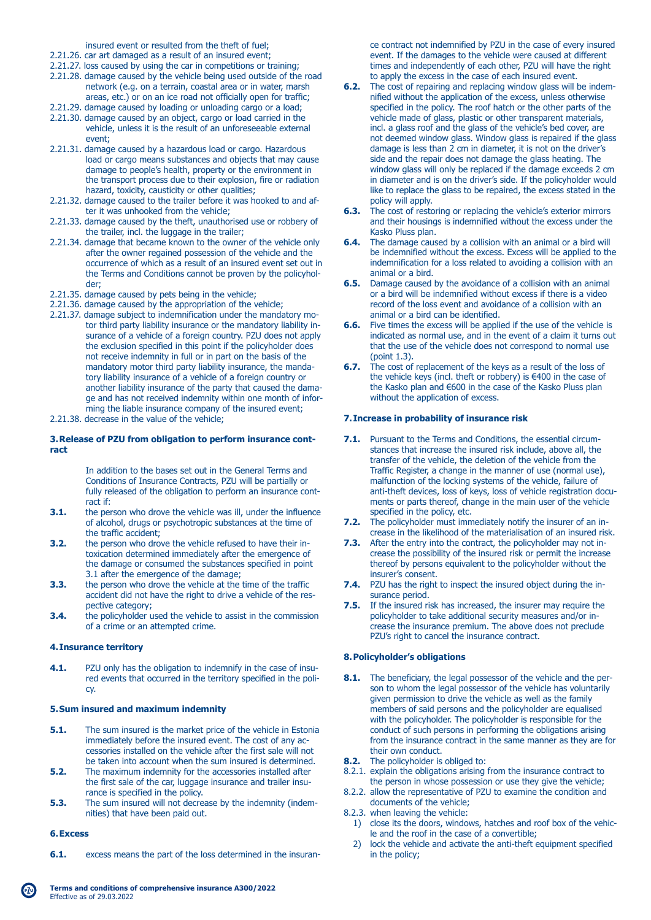insured event or resulted from the theft of fuel;

2.21.26. car art damaged as a result of an insured event;

2.21.27. loss caused by using the car in competitions or training;

2.21.28. damage caused by the vehicle being used outside of the road network (e.g. on a terrain, coastal area or in water, marsh areas, etc.) or on an ice road not officially open for traffic;

2.21.29. damage caused by loading or unloading cargo or a load;

2.21.30. damage caused by an object, cargo or load carried in the vehicle, unless it is the result of an unforeseeable external event;

2.21.31. damage caused by a hazardous load or cargo. Hazardous load or cargo means substances and objects that may cause damage to people's health, property or the environment in the transport process due to their explosion, fire or radiation hazard, toxicity, causticity or other qualities;

2.21.32. damage caused to the trailer before it was hooked to and after it was unhooked from the vehicle;

2.21.33. damage caused by the theft, unauthorised use or robbery of the trailer, incl. the luggage in the trailer;

2.21.34. damage that became known to the owner of the vehicle only after the owner regained possession of the vehicle and the occurrence of which as a result of an insured event set out in the Terms and Conditions cannot be proven by the policyholder;

2.21.35. damage caused by pets being in the vehicle;

2.21.36. damage caused by the appropriation of the vehicle;

2.21.37. damage subject to indemnification under the mandatory motor third party liability insurance or the mandatory liability insurance of a vehicle of a foreign country. PZU does not apply the exclusion specified in this point if the policyholder does not receive indemnity in full or in part on the basis of the mandatory motor third party liability insurance, the mandatory liability insurance of a vehicle of a foreign country or another liability insurance of the party that caused the damage and has not received indemnity within one month of informing the liable insurance company of the insured event;

2.21.38. decrease in the value of the vehicle;

## 3. Release of PZU from obligation to perform insurance contract

In addition to the bases set out in the General Terms and Conditions of Insurance Contracts, PZU will be partially or fully released of the obligation to perform an insurance contract if:

**3.1.** the person who drove the vehicle was ill, under the influence of alcohol, drugs or psychotropic substances at the time of the traffic accident;

**3.2.** the person who drove the vehicle refused to have their intoxication determined immediately after the emergence of the damage or consumed the substances specified in point 3.1 after the emergence of the damage;

**3.3.** the person who drove the vehicle at the time of the traffic accident did not have the right to drive a vehicle of the respective category;

**3.4.** the policyholder used the vehicle to assist in the commission of a crime or an attempted crime.

## 4. Insurance territory

**4.1.** PZU only has the obligation to indemnify in the case of insured events that occurred in the territory specified in the policy.

## 5. Sum insured and maximum indemnity

**5.1.** The sum insured is the market price of the vehicle in Estonia immediately before the insured event. The cost of any accessories installed on the vehicle after the first sale will not be taken into account when the sum insured is determined.

**5.2.** The maximum indemnity for the accessories installed after the first sale of the car, luggage insurance and trailer insurance is specified in the policy.

**5.3.** The sum insured will not decrease by the indemnity (indemnities) that have been paid out.

## 6. Excess

**6.1.** excess means the part of the loss determined in the insurance contract not indemnified by PZU in the case of every insured event. If the damages to the vehicle were caused at different times and independently of each other, PZU will have the right to apply the excess in the case of each insured event.

**6.2.** The cost of repairing and replacing window glass will be indemnified without the application of the excess, unless otherwise specified in the policy. The roof hatch or the other parts of the vehicle made of glass, plastic or other transparent materials, incl. a glass roof and the glass of the vehicle's bed cover, are not deemed window glass. Window glass is repaired if the glass damage is less than 2 cm in diameter, it is not on the driver's side and the repair does not damage the glass heating. The window glass will only be replaced if the damage exceeds 2 cm in diameter and is on the driver's side. If the policyholder would like to replace the glass to be repaired, the excess stated in the policy will apply.

**6.3.** The cost of restoring or replacing the vehicle's exterior mirrors and their housings is indemnified without the excess under the Kasko Pluss plan.

**6.4.** The damage caused by a collision with an animal or a bird will be indemnified without the excess. Excess will be applied to the indemnification for a loss related to avoiding a collision with an animal or a bird.

**6.5.** Damage caused by the avoidance of a collision with an animal or a bird will be indemnified without excess if there is a video record of the loss event and avoidance of a collision with an animal or a bird can be identified.

**6.6.** Five times the excess will be applied if the use of the vehicle is indicated as normal use, and in the event of a claim it turns out that the use of the vehicle does not correspond to normal use (point 1.3).

**6.7.** The cost of replacement of the keys as a result of the loss of the vehicle keys (incl. theft or robbery) is €400 in the case of the Kasko plan and €600 in the case of the Kasko Pluss plan without the application of excess.

## 7. Increase in probability of insurance risk

**7.1.** Pursuant to the Terms and Conditions, the essential circumstances that increase the insured risk include, above all, the transfer of the vehicle, the deletion of the vehicle from the Traffic Register, a change in the manner of use (normal use), malfunction of the locking systems of the vehicle, failure of anti-theft devices, loss of keys, loss of vehicle registration documents or parts thereof, change in the main user of the vehicle specified in the policy, etc.

**7.2.** The policyholder must immediately notify the insurer of an increase in the likelihood of the materialisation of an insured risk.

**7.3.** After the entry into the contract, the policyholder may not increase the possibility of the insured risk or permit the increase thereof by persons equivalent to the policyholder without the insurer's consent.

**7.4.** PZU has the right to inspect the insured object during the insurance period.

**7.5.** If the insured risk has increased, the insurer may require the policyholder to take additional security measures and/or increase the insurance premium. The above does not preclude PZU's right to cancel the insurance contract.

## 8. Policyholder's obligations

**8.1.** The beneficiary, the legal possessor of the vehicle and the person to whom the legal possessor of the vehicle has voluntarily given permission to drive the vehicle as well as the family members of said persons and the policyholder are equalised with the policyholder. The policyholder is responsible for the conduct of such persons in performing the obligations arising from the insurance contract in the same manner as they are for their own conduct.

**8.2.** The policyholder is obliged to:

8.2.1. explain the obligations arising from the insurance contract to the person in whose possession or use they give the vehicle;

8.2.2. allow the representative of PZU to examine the condition and documents of the vehicle;

8.2.3. when leaving the vehicle:

1) close its the doors, windows, hatches and roof box of the vehicle and the roof in the case of a convertible;
2) lock the vehicle and activate the anti-theft equipment specified in the policy;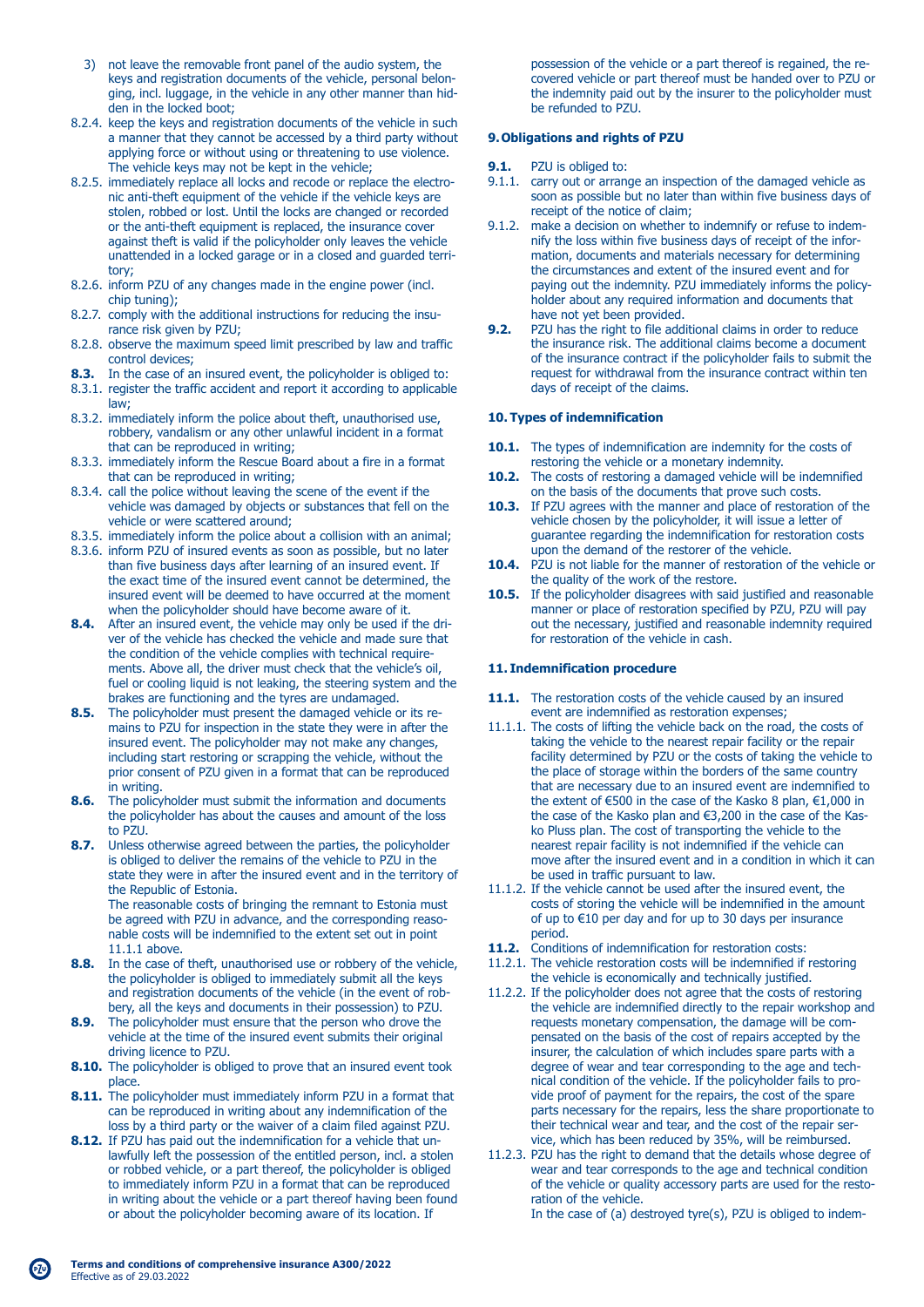3) not leave the removable front panel of the audio system, the keys and registration documents of the vehicle, personal belonging, incl. luggage, in the vehicle in any other manner than hidden in the locked boot;

8.2.4. keep the keys and registration documents of the vehicle in such a manner that they cannot be accessed by a third party without applying force or without using or threatening to use violence. The vehicle keys may not be kept in the vehicle;

8.2.5. immediately replace all locks and recode or replace the electronic anti-theft equipment of the vehicle if the vehicle keys are stolen, robbed or lost. Until the locks are changed or recorded or the anti-theft equipment is replaced, the insurance cover against theft is valid if the policyholder only leaves the vehicle unattended in a locked garage or in a closed and guarded territory;

8.2.6. inform PZU of any changes made in the engine power (incl. chip tuning);

8.2.7. comply with the additional instructions for reducing the insurance risk given by PZU;

8.2.8. observe the maximum speed limit prescribed by law and traffic control devices;

**8.3.** In the case of an insured event, the policyholder is obliged to:

8.3.1. register the traffic accident and report it according to applicable law;

8.3.2. immediately inform the police about theft, unauthorised use, robbery, vandalism or any other unlawful incident in a format that can be reproduced in writing;

8.3.3. immediately inform the Rescue Board about a fire in a format that can be reproduced in writing;

8.3.4. call the police without leaving the scene of the event if the vehicle was damaged by objects or substances that fell on the vehicle or were scattered around;

8.3.5. immediately inform the police about a collision with an animal;

8.3.6. inform PZU of insured events as soon as possible, but no later than five business days after learning of an insured event. If the exact time of the insured event cannot be determined, the insured event will be deemed to have occurred at the moment when the policyholder should have become aware of it.

**8.4.** After an insured event, the vehicle may only be used if the driver of the vehicle has checked the vehicle and made sure that the condition of the vehicle complies with technical requirements. Above all, the driver must check that the vehicle's oil, fuel or cooling liquid is not leaking, the steering system and the brakes are functioning and the tyres are undamaged.

**8.5.** The policyholder must present the damaged vehicle or its remains to PZU for inspection in the state they were in after the insured event. The policyholder may not make any changes, including start restoring or scrapping the vehicle, without the prior consent of PZU given in a format that can be reproduced in writing.

**8.6.** The policyholder must submit the information and documents the policyholder has about the causes and amount of the loss to PZU.

**8.7.** Unless otherwise agreed between the parties, the policyholder is obliged to deliver the remains of the vehicle to PZU in the state they were in after the insured event and in the territory of the Republic of Estonia.
The reasonable costs of bringing the remnant to Estonia must be agreed with PZU in advance, and the corresponding reasonable costs will be indemnified to the extent set out in point 11.1.1 above.

**8.8.** In the case of theft, unauthorised use or robbery of the vehicle, the policyholder is obliged to immediately submit all the keys and registration documents of the vehicle (in the event of robbery, all the keys and documents in their possession) to PZU.

**8.9.** The policyholder must ensure that the person who drove the vehicle at the time of the insured event submits their original driving licence to PZU.

**8.10.** The policyholder is obliged to prove that an insured event took place.

**8.11.** The policyholder must immediately inform PZU in a format that can be reproduced in writing about any indemnification of the loss by a third party or the waiver of a claim filed against PZU.

**8.12.** If PZU has paid out the indemnification for a vehicle that unlawfully left the possession of the entitled person, incl. a stolen or robbed vehicle, or a part thereof, the policyholder is obliged to immediately inform PZU in a format that can be reproduced in writing about the vehicle or a part thereof having been found or about the policyholder becoming aware of its location. If possession of the vehicle or a part thereof is regained, the recovered vehicle or part thereof must be handed over to PZU or the indemnity paid out by the insurer to the policyholder must be refunded to PZU.

## 9. Obligations and rights of PZU

**9.1.** PZU is obliged to:

9.1.1. carry out or arrange an inspection of the damaged vehicle as soon as possible but no later than within five business days of receipt of the notice of claim;

9.1.2. make a decision on whether to indemnify or refuse to indemnify the loss within five business days of receipt of the information, documents and materials necessary for determining the circumstances and extent of the insured event and for paying out the indemnity. PZU immediately informs the policyholder about any required information and documents that have not yet been provided.

**9.2.** PZU has the right to file additional claims in order to reduce the insurance risk. The additional claims become a document of the insurance contract if the policyholder fails to submit the request for withdrawal from the insurance contract within ten days of receipt of the claims.

## 10. Types of indemnification

**10.1.** The types of indemnification are indemnity for the costs of restoring the vehicle or a monetary indemnity.

**10.2.** The costs of restoring a damaged vehicle will be indemnified on the basis of the documents that prove such costs.

**10.3.** If PZU agrees with the manner and place of restoration of the vehicle chosen by the policyholder, it will issue a letter of guarantee regarding the indemnification for restoration costs upon the demand of the restorer of the vehicle.

**10.4.** PZU is not liable for the manner of restoration of the vehicle or the quality of the work of the restore.

**10.5.** If the policyholder disagrees with said justified and reasonable manner or place of restoration specified by PZU, PZU will pay out the necessary, justified and reasonable indemnity required for restoration of the vehicle in cash.

## 11. Indemnification procedure

**11.1.** The restoration costs of the vehicle caused by an insured event are indemnified as restoration expenses;

11.1.1. The costs of lifting the vehicle back on the road, the costs of taking the vehicle to the nearest repair facility or the repair facility determined by PZU or the costs of taking the vehicle to the place of storage within the borders of the same country that are necessary due to an insured event are indemnified to the extent of €500 in the case of the Kasko 8 plan, €1,000 in the case of the Kasko plan and €3,200 in the case of the Kasko Pluss plan. The cost of transporting the vehicle to the nearest repair facility is not indemnified if the vehicle can move after the insured event and in a condition in which it can be used in traffic pursuant to law.

11.1.2. If the vehicle cannot be used after the insured event, the costs of storing the vehicle will be indemnified in the amount of up to €10 per day and for up to 30 days per insurance period.

**11.2.** Conditions of indemnification for restoration costs:

11.2.1. The vehicle restoration costs will be indemnified if restoring the vehicle is economically and technically justified.

11.2.2. If the policyholder does not agree that the costs of restoring the vehicle are indemnified directly to the repair workshop and requests monetary compensation, the damage will be compensated on the basis of the cost of repairs accepted by the insurer, the calculation of which includes spare parts with a degree of wear and tear corresponding to the age and technical condition of the vehicle. If the policyholder fails to provide proof of payment for the repairs, the cost of the spare parts necessary for the repairs, less the share proportionate to their technical wear and tear, and the cost of the repair service, which has been reduced by 35%, will be reimbursed.

11.2.3. PZU has the right to demand that the details whose degree of wear and tear corresponds to the age and technical condition of the vehicle or quality accessory parts are used for the restoration of the vehicle.
In the case of (a) destroyed tyre(s), PZU is obliged to indem-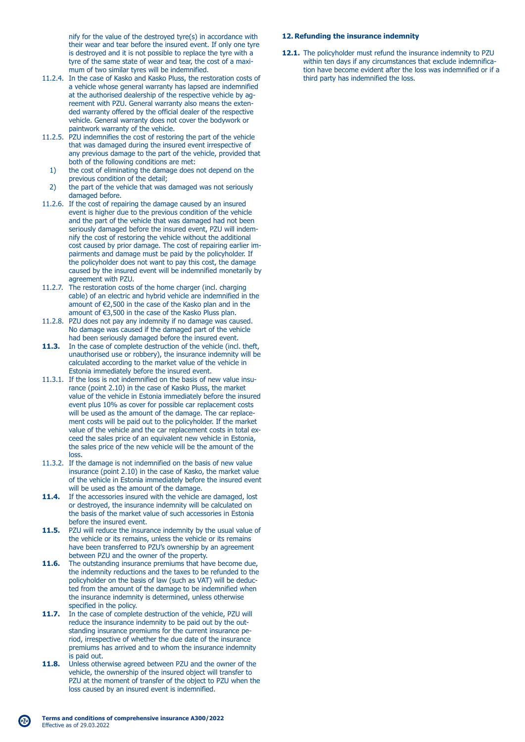nify for the value of the destroyed tyre(s) in accordance with their wear and tear before the insured event. If only one tyre is destroyed and it is not possible to replace the tyre with a tyre of the same state of wear and tear, the cost of a maximum of two similar tyres will be indemnified.

11.2.4. In the case of Kasko and Kasko Pluss, the restoration costs of a vehicle whose general warranty has lapsed are indemnified at the authorised dealership of the respective vehicle by agreement with PZU. General warranty also means the extended warranty offered by the official dealer of the respective vehicle. General warranty does not cover the bodywork or paintwork warranty of the vehicle.

11.2.5. PZU indemnifies the cost of restoring the part of the vehicle that was damaged during the insured event irrespective of any previous damage to the part of the vehicle, provided that both of the following conditions are met:

1) the cost of eliminating the damage does not depend on the previous condition of the detail;
2) the part of the vehicle that was damaged was not seriously damaged before.

11.2.6. If the cost of repairing the damage caused by an insured event is higher due to the previous condition of the vehicle and the part of the vehicle that was damaged had not been seriously damaged before the insured event, PZU will indemnify the cost of restoring the vehicle without the additional cost caused by prior damage. The cost of repairing earlier impairments and damage must be paid by the policyholder. If the policyholder does not want to pay this cost, the damage caused by the insured event will be indemnified monetarily by agreement with PZU.

11.2.7. The restoration costs of the home charger (incl. charging cable) of an electric and hybrid vehicle are indemnified in the amount of €2,500 in the case of the Kasko plan and in the amount of €3,500 in the case of the Kasko Pluss plan.

11.2.8. PZU does not pay any indemnity if no damage was caused. No damage was caused if the damaged part of the vehicle had been seriously damaged before the insured event.

**11.3.** In the case of complete destruction of the vehicle (incl. theft, unauthorised use or robbery), the insurance indemnity will be calculated according to the market value of the vehicle in Estonia immediately before the insured event.

11.3.1. If the loss is not indemnified on the basis of new value insurance (point 2.10) in the case of Kasko Pluss, the market value of the vehicle in Estonia immediately before the insured event plus 10% as cover for possible car replacement costs will be used as the amount of the damage. The car replacement costs will be paid out to the policyholder. If the market value of the vehicle and the car replacement costs in total exceed the sales price of an equivalent new vehicle in Estonia, the sales price of the new vehicle will be the amount of the loss.

11.3.2. If the damage is not indemnified on the basis of new value insurance (point 2.10) in the case of Kasko, the market value of the vehicle in Estonia immediately before the insured event will be used as the amount of the damage.

**11.4.** If the accessories insured with the vehicle are damaged, lost or destroyed, the insurance indemnity will be calculated on the basis of the market value of such accessories in Estonia before the insured event.

**11.5.** PZU will reduce the insurance indemnity by the usual value of the vehicle or its remains, unless the vehicle or its remains have been transferred to PZU's ownership by an agreement between PZU and the owner of the property.

**11.6.** The outstanding insurance premiums that have become due, the indemnity reductions and the taxes to be refunded to the policyholder on the basis of law (such as VAT) will be deducted from the amount of the damage to be indemnified when the insurance indemnity is determined, unless otherwise specified in the policy.

**11.7.** In the case of complete destruction of the vehicle, PZU will reduce the insurance indemnity to be paid out by the outstanding insurance premiums for the current insurance period, irrespective of whether the due date of the insurance premiums has arrived and to whom the insurance indemnity is paid out.

**11.8.** Unless otherwise agreed between PZU and the owner of the vehicle, the ownership of the insured object will transfer to PZU at the moment of transfer of the object to PZU when the loss caused by an insured event is indemnified.

## 12. Refunding the insurance indemnity

**12.1.** The policyholder must refund the insurance indemnity to PZU within ten days if any circumstances that exclude indemnification have become evident after the loss was indemnified or if a third party has indemnified the loss.